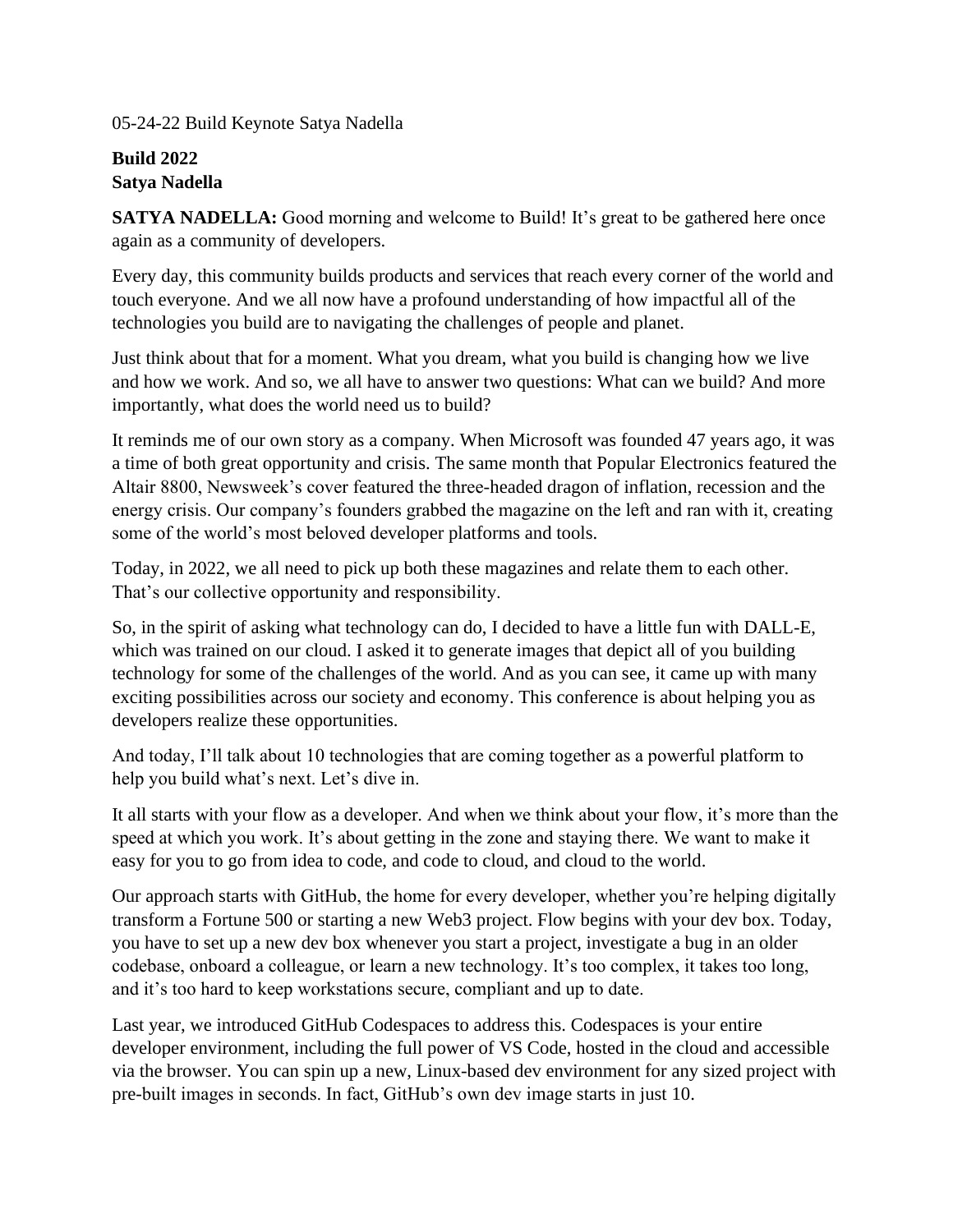05-24-22 Build Keynote Satya Nadella

**Build 2022**
**Satya Nadella**

**SATYA NADELLA:** Good morning and welcome to Build! It's great to be gathered here once again as a community of developers.

Every day, this community builds products and services that reach every corner of the world and touch everyone. And we all now have a profound understanding of how impactful all of the technologies you build are to navigating the challenges of people and planet.

Just think about that for a moment. What you dream, what you build is changing how we live and how we work. And so, we all have to answer two questions: What can we build? And more importantly, what does the world need us to build?

It reminds me of our own story as a company. When Microsoft was founded 47 years ago, it was a time of both great opportunity and crisis. The same month that Popular Electronics featured the Altair 8800, Newsweek's cover featured the three-headed dragon of inflation, recession and the energy crisis. Our company's founders grabbed the magazine on the left and ran with it, creating some of the world's most beloved developer platforms and tools.

Today, in 2022, we all need to pick up both these magazines and relate them to each other. That's our collective opportunity and responsibility.

So, in the spirit of asking what technology can do, I decided to have a little fun with DALL-E, which was trained on our cloud. I asked it to generate images that depict all of you building technology for some of the challenges of the world. And as you can see, it came up with many exciting possibilities across our society and economy. This conference is about helping you as developers realize these opportunities.

And today, I'll talk about 10 technologies that are coming together as a powerful platform to help you build what's next. Let's dive in.

It all starts with your flow as a developer. And when we think about your flow, it's more than the speed at which you work. It's about getting in the zone and staying there. We want to make it easy for you to go from idea to code, and code to cloud, and cloud to the world.

Our approach starts with GitHub, the home for every developer, whether you're helping digitally transform a Fortune 500 or starting a new Web3 project. Flow begins with your dev box. Today, you have to set up a new dev box whenever you start a project, investigate a bug in an older codebase, onboard a colleague, or learn a new technology. It's too complex, it takes too long, and it's too hard to keep workstations secure, compliant and up to date.

Last year, we introduced GitHub Codespaces to address this. Codespaces is your entire developer environment, including the full power of VS Code, hosted in the cloud and accessible via the browser. You can spin up a new, Linux-based dev environment for any sized project with pre-built images in seconds. In fact, GitHub's own dev image starts in just 10.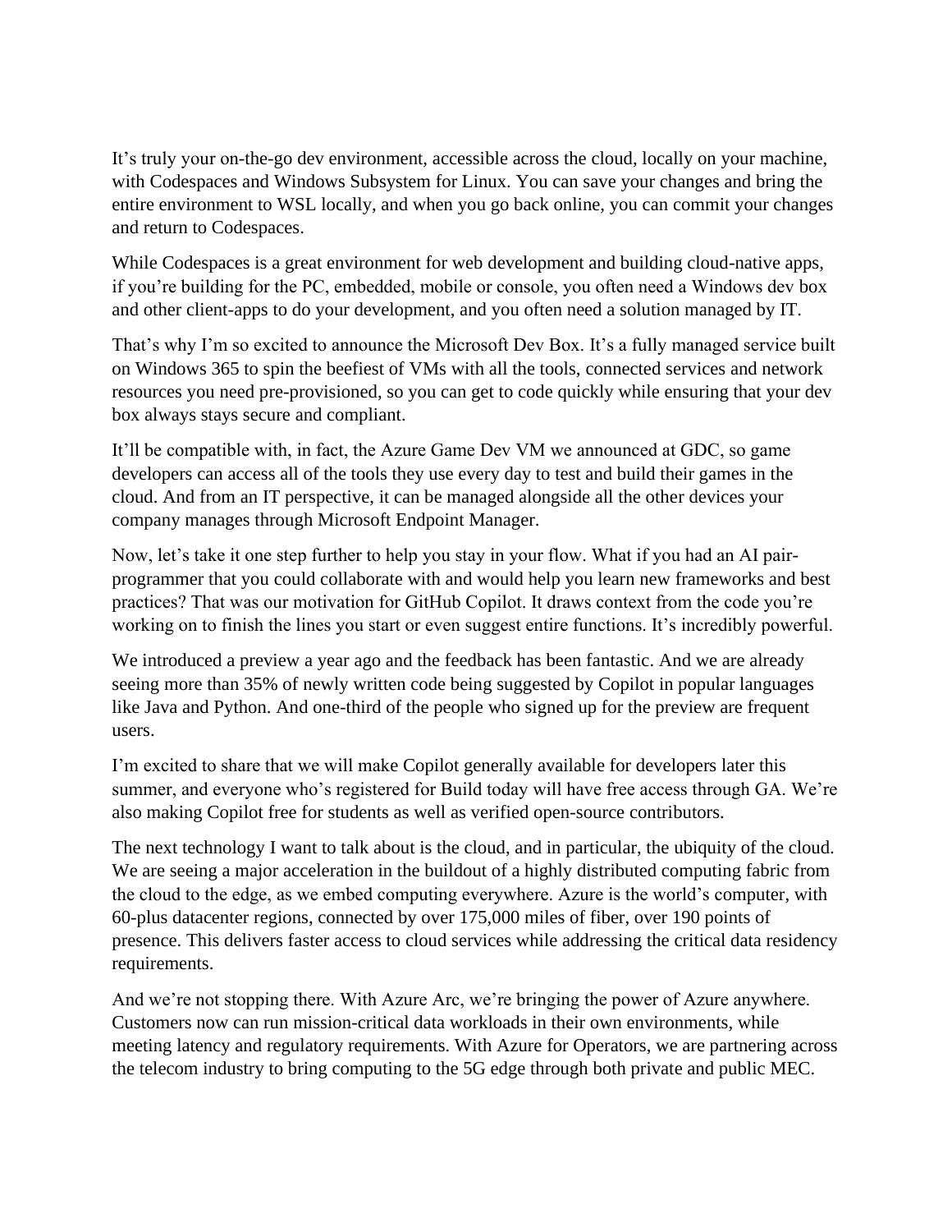It's truly your on-the-go dev environment, accessible across the cloud, locally on your machine, with Codespaces and Windows Subsystem for Linux. You can save your changes and bring the entire environment to WSL locally, and when you go back online, you can commit your changes and return to Codespaces.

While Codespaces is a great environment for web development and building cloud-native apps, if you're building for the PC, embedded, mobile or console, you often need a Windows dev box and other client-apps to do your development, and you often need a solution managed by IT.

That's why I'm so excited to announce the Microsoft Dev Box. It's a fully managed service built on Windows 365 to spin the beefiest of VMs with all the tools, connected services and network resources you need pre-provisioned, so you can get to code quickly while ensuring that your dev box always stays secure and compliant.

It'll be compatible with, in fact, the Azure Game Dev VM we announced at GDC, so game developers can access all of the tools they use every day to test and build their games in the cloud. And from an IT perspective, it can be managed alongside all the other devices your company manages through Microsoft Endpoint Manager.

Now, let's take it one step further to help you stay in your flow. What if you had an AI pair-programmer that you could collaborate with and would help you learn new frameworks and best practices? That was our motivation for GitHub Copilot. It draws context from the code you're working on to finish the lines you start or even suggest entire functions. It's incredibly powerful.

We introduced a preview a year ago and the feedback has been fantastic. And we are already seeing more than 35% of newly written code being suggested by Copilot in popular languages like Java and Python. And one-third of the people who signed up for the preview are frequent users.

I'm excited to share that we will make Copilot generally available for developers later this summer, and everyone who's registered for Build today will have free access through GA. We're also making Copilot free for students as well as verified open-source contributors.

The next technology I want to talk about is the cloud, and in particular, the ubiquity of the cloud. We are seeing a major acceleration in the buildout of a highly distributed computing fabric from the cloud to the edge, as we embed computing everywhere. Azure is the world's computer, with 60-plus datacenter regions, connected by over 175,000 miles of fiber, over 190 points of presence. This delivers faster access to cloud services while addressing the critical data residency requirements.

And we're not stopping there. With Azure Arc, we're bringing the power of Azure anywhere. Customers now can run mission-critical data workloads in their own environments, while meeting latency and regulatory requirements. With Azure for Operators, we are partnering across the telecom industry to bring computing to the 5G edge through both private and public MEC.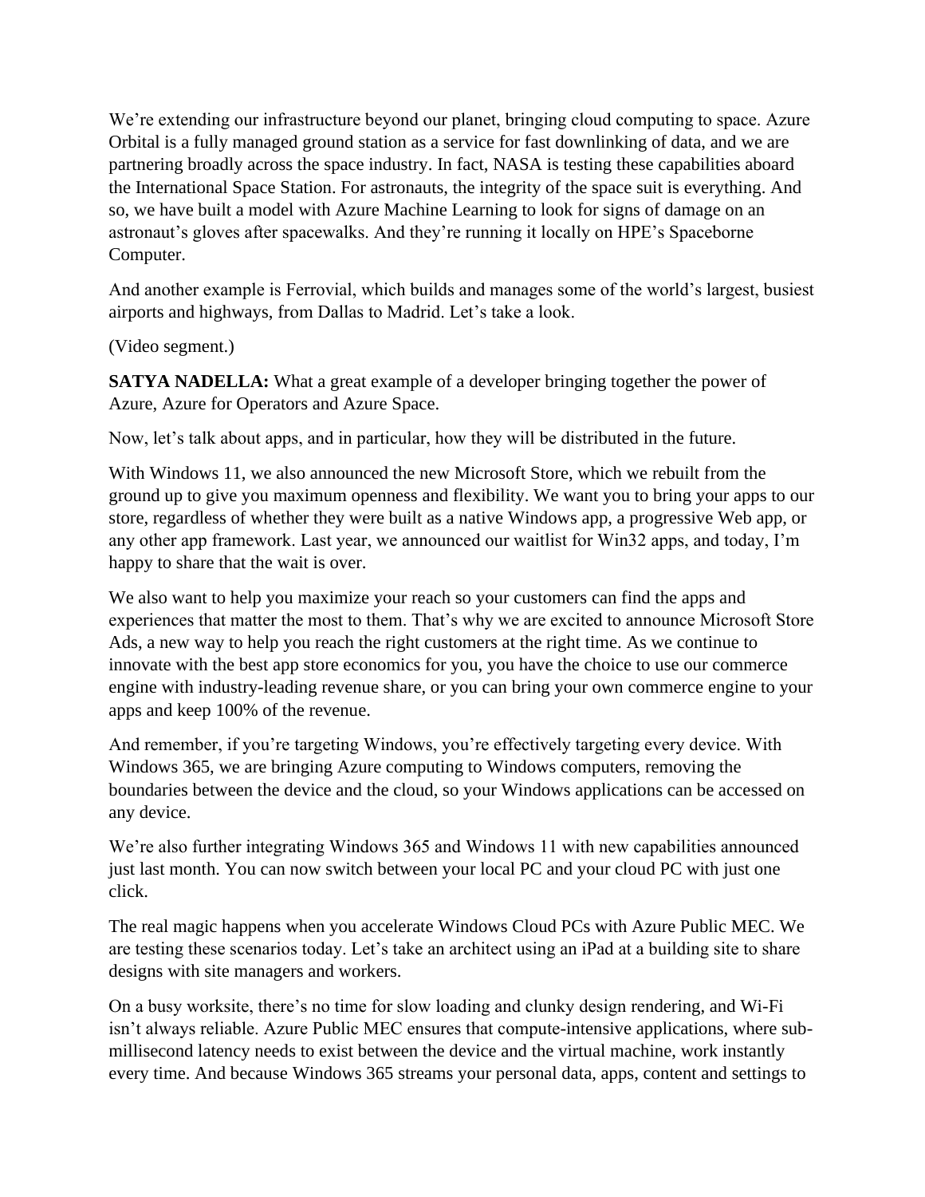We're extending our infrastructure beyond our planet, bringing cloud computing to space. Azure Orbital is a fully managed ground station as a service for fast downlinking of data, and we are partnering broadly across the space industry. In fact, NASA is testing these capabilities aboard the International Space Station. For astronauts, the integrity of the space suit is everything. And so, we have built a model with Azure Machine Learning to look for signs of damage on an astronaut's gloves after spacewalks. And they're running it locally on HPE's Spaceborne Computer.

And another example is Ferrovial, which builds and manages some of the world's largest, busiest airports and highways, from Dallas to Madrid. Let's take a look.

(Video segment.)

**SATYA NADELLA:** What a great example of a developer bringing together the power of Azure, Azure for Operators and Azure Space.

Now, let's talk about apps, and in particular, how they will be distributed in the future.

With Windows 11, we also announced the new Microsoft Store, which we rebuilt from the ground up to give you maximum openness and flexibility. We want you to bring your apps to our store, regardless of whether they were built as a native Windows app, a progressive Web app, or any other app framework. Last year, we announced our waitlist for Win32 apps, and today, I'm happy to share that the wait is over.

We also want to help you maximize your reach so your customers can find the apps and experiences that matter the most to them. That's why we are excited to announce Microsoft Store Ads, a new way to help you reach the right customers at the right time. As we continue to innovate with the best app store economics for you, you have the choice to use our commerce engine with industry-leading revenue share, or you can bring your own commerce engine to your apps and keep 100% of the revenue.

And remember, if you're targeting Windows, you're effectively targeting every device. With Windows 365, we are bringing Azure computing to Windows computers, removing the boundaries between the device and the cloud, so your Windows applications can be accessed on any device.

We're also further integrating Windows 365 and Windows 11 with new capabilities announced just last month. You can now switch between your local PC and your cloud PC with just one click.

The real magic happens when you accelerate Windows Cloud PCs with Azure Public MEC. We are testing these scenarios today. Let's take an architect using an iPad at a building site to share designs with site managers and workers.

On a busy worksite, there's no time for slow loading and clunky design rendering, and Wi-Fi isn't always reliable. Azure Public MEC ensures that compute-intensive applications, where sub-millisecond latency needs to exist between the device and the virtual machine, work instantly every time. And because Windows 365 streams your personal data, apps, content and settings to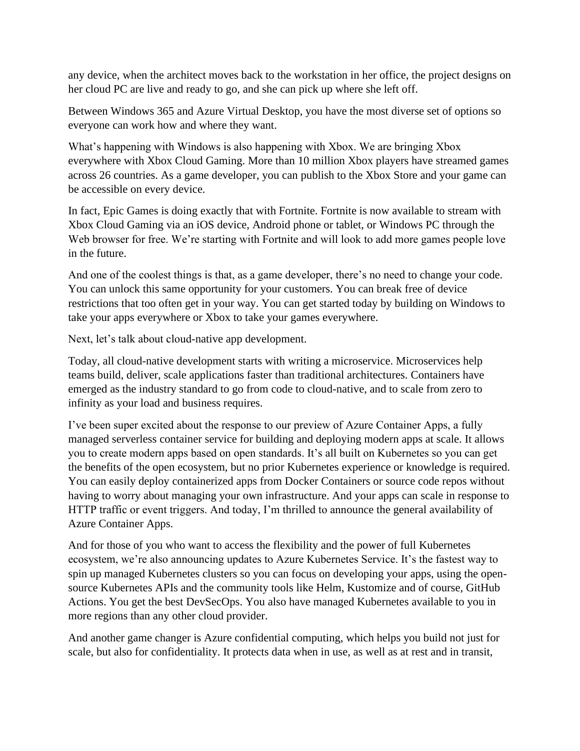any device, when the architect moves back to the workstation in her office, the project designs on her cloud PC are live and ready to go, and she can pick up where she left off.

Between Windows 365 and Azure Virtual Desktop, you have the most diverse set of options so everyone can work how and where they want.

What's happening with Windows is also happening with Xbox. We are bringing Xbox everywhere with Xbox Cloud Gaming. More than 10 million Xbox players have streamed games across 26 countries. As a game developer, you can publish to the Xbox Store and your game can be accessible on every device.

In fact, Epic Games is doing exactly that with Fortnite. Fortnite is now available to stream with Xbox Cloud Gaming via an iOS device, Android phone or tablet, or Windows PC through the Web browser for free. We're starting with Fortnite and will look to add more games people love in the future.

And one of the coolest things is that, as a game developer, there's no need to change your code. You can unlock this same opportunity for your customers. You can break free of device restrictions that too often get in your way. You can get started today by building on Windows to take your apps everywhere or Xbox to take your games everywhere.

Next, let's talk about cloud-native app development.

Today, all cloud-native development starts with writing a microservice. Microservices help teams build, deliver, scale applications faster than traditional architectures. Containers have emerged as the industry standard to go from code to cloud-native, and to scale from zero to infinity as your load and business requires.

I've been super excited about the response to our preview of Azure Container Apps, a fully managed serverless container service for building and deploying modern apps at scale. It allows you to create modern apps based on open standards. It's all built on Kubernetes so you can get the benefits of the open ecosystem, but no prior Kubernetes experience or knowledge is required. You can easily deploy containerized apps from Docker Containers or source code repos without having to worry about managing your own infrastructure. And your apps can scale in response to HTTP traffic or event triggers. And today, I'm thrilled to announce the general availability of Azure Container Apps.

And for those of you who want to access the flexibility and the power of full Kubernetes ecosystem, we're also announcing updates to Azure Kubernetes Service. It's the fastest way to spin up managed Kubernetes clusters so you can focus on developing your apps, using the open-source Kubernetes APIs and the community tools like Helm, Kustomize and of course, GitHub Actions. You get the best DevSecOps. You also have managed Kubernetes available to you in more regions than any other cloud provider.

And another game changer is Azure confidential computing, which helps you build not just for scale, but also for confidentiality. It protects data when in use, as well as at rest and in transit,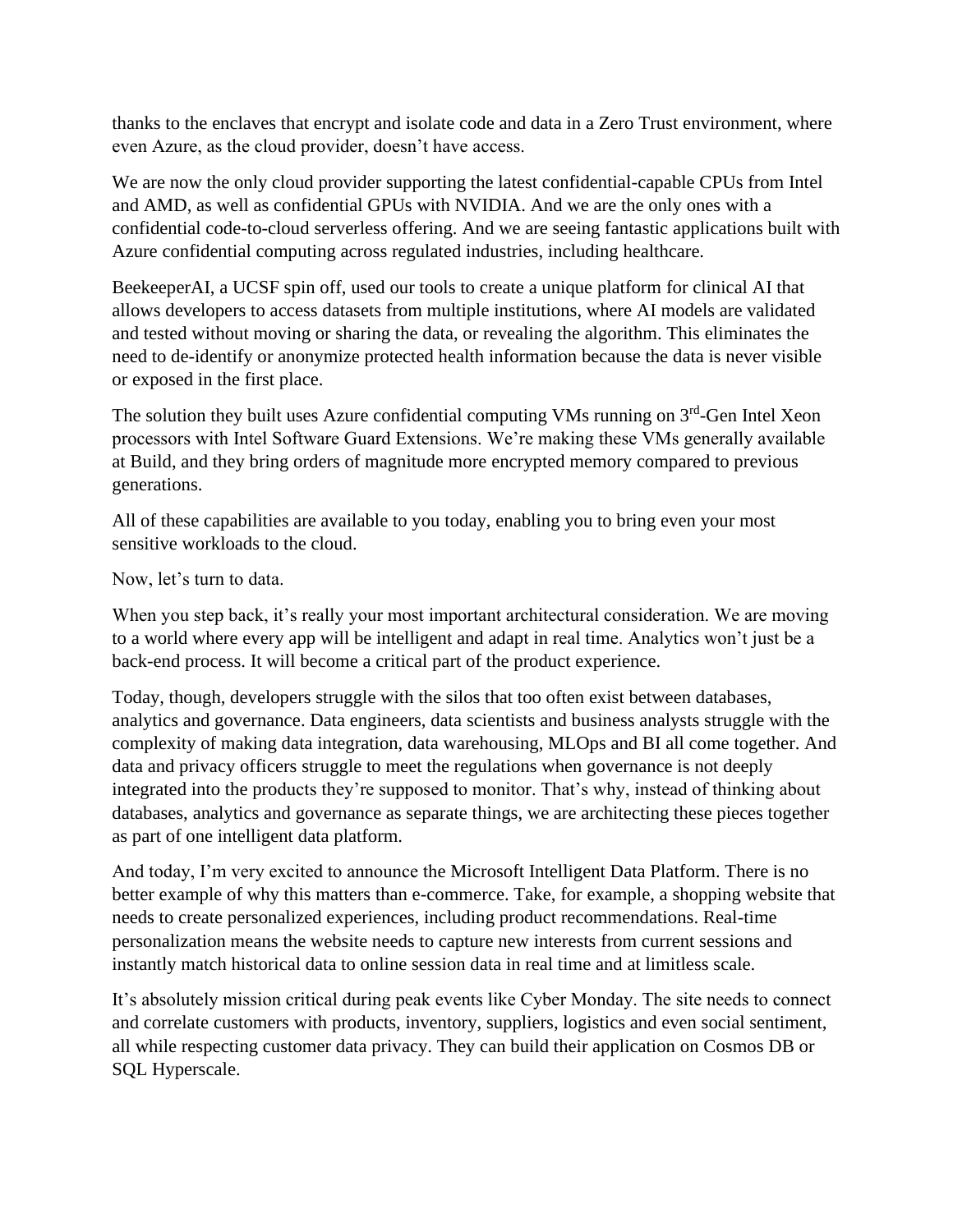thanks to the enclaves that encrypt and isolate code and data in a Zero Trust environment, where even Azure, as the cloud provider, doesn't have access.

We are now the only cloud provider supporting the latest confidential-capable CPUs from Intel and AMD, as well as confidential GPUs with NVIDIA. And we are the only ones with a confidential code-to-cloud serverless offering. And we are seeing fantastic applications built with Azure confidential computing across regulated industries, including healthcare.

BeekeeperAI, a UCSF spin off, used our tools to create a unique platform for clinical AI that allows developers to access datasets from multiple institutions, where AI models are validated and tested without moving or sharing the data, or revealing the algorithm. This eliminates the need to de-identify or anonymize protected health information because the data is never visible or exposed in the first place.

The solution they built uses Azure confidential computing VMs running on 3rd-Gen Intel Xeon processors with Intel Software Guard Extensions. We're making these VMs generally available at Build, and they bring orders of magnitude more encrypted memory compared to previous generations.

All of these capabilities are available to you today, enabling you to bring even your most sensitive workloads to the cloud.

Now, let's turn to data.

When you step back, it's really your most important architectural consideration. We are moving to a world where every app will be intelligent and adapt in real time. Analytics won't just be a back-end process. It will become a critical part of the product experience.

Today, though, developers struggle with the silos that too often exist between databases, analytics and governance. Data engineers, data scientists and business analysts struggle with the complexity of making data integration, data warehousing, MLOps and BI all come together. And data and privacy officers struggle to meet the regulations when governance is not deeply integrated into the products they're supposed to monitor. That's why, instead of thinking about databases, analytics and governance as separate things, we are architecting these pieces together as part of one intelligent data platform.

And today, I'm very excited to announce the Microsoft Intelligent Data Platform. There is no better example of why this matters than e-commerce. Take, for example, a shopping website that needs to create personalized experiences, including product recommendations. Real-time personalization means the website needs to capture new interests from current sessions and instantly match historical data to online session data in real time and at limitless scale.

It's absolutely mission critical during peak events like Cyber Monday. The site needs to connect and correlate customers with products, inventory, suppliers, logistics and even social sentiment, all while respecting customer data privacy. They can build their application on Cosmos DB or SQL Hyperscale.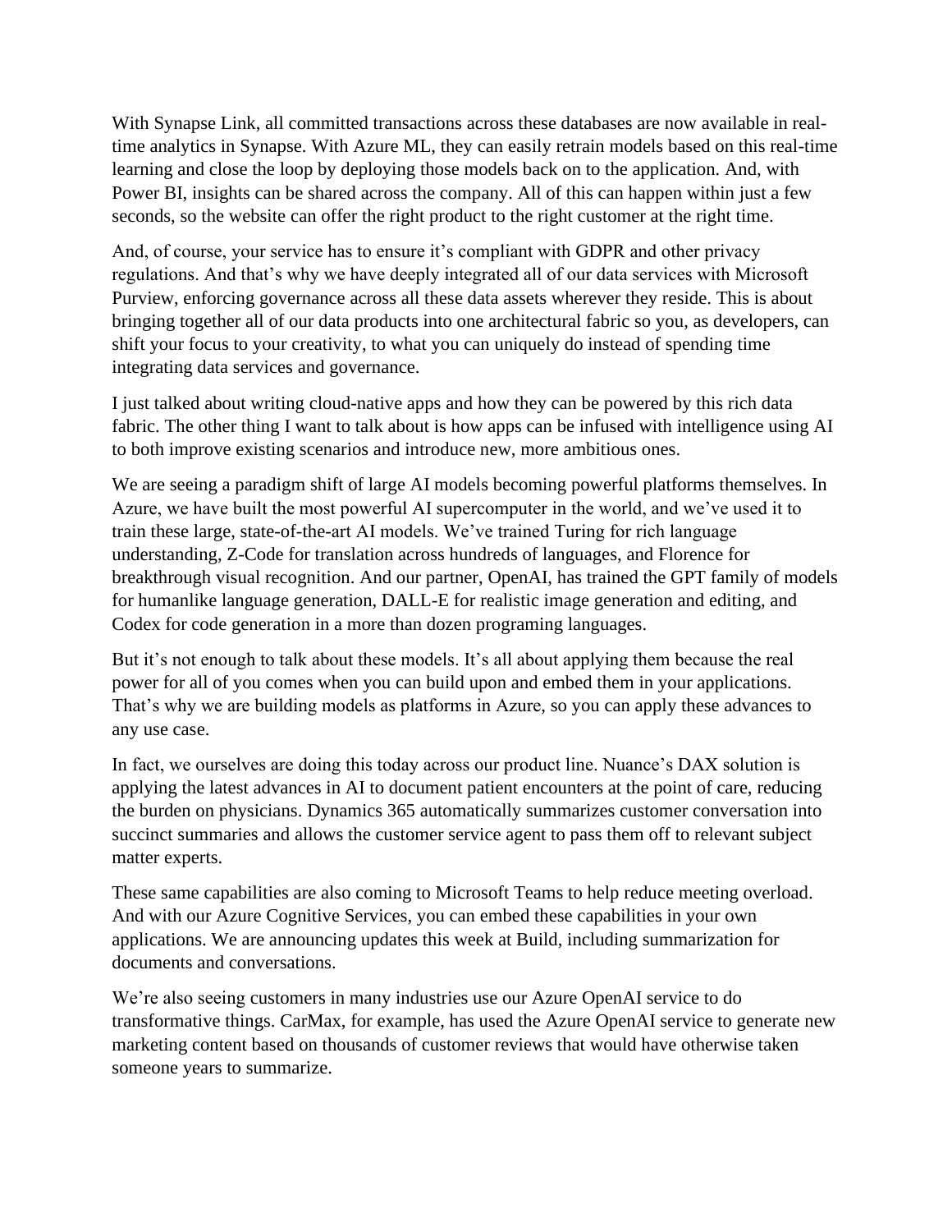With Synapse Link, all committed transactions across these databases are now available in real-time analytics in Synapse. With Azure ML, they can easily retrain models based on this real-time learning and close the loop by deploying those models back on to the application. And, with Power BI, insights can be shared across the company. All of this can happen within just a few seconds, so the website can offer the right product to the right customer at the right time.

And, of course, your service has to ensure it's compliant with GDPR and other privacy regulations. And that's why we have deeply integrated all of our data services with Microsoft Purview, enforcing governance across all these data assets wherever they reside. This is about bringing together all of our data products into one architectural fabric so you, as developers, can shift your focus to your creativity, to what you can uniquely do instead of spending time integrating data services and governance.

I just talked about writing cloud-native apps and how they can be powered by this rich data fabric. The other thing I want to talk about is how apps can be infused with intelligence using AI to both improve existing scenarios and introduce new, more ambitious ones.

We are seeing a paradigm shift of large AI models becoming powerful platforms themselves. In Azure, we have built the most powerful AI supercomputer in the world, and we've used it to train these large, state-of-the-art AI models. We've trained Turing for rich language understanding, Z-Code for translation across hundreds of languages, and Florence for breakthrough visual recognition. And our partner, OpenAI, has trained the GPT family of models for humanlike language generation, DALL-E for realistic image generation and editing, and Codex for code generation in a more than dozen programing languages.

But it's not enough to talk about these models. It's all about applying them because the real power for all of you comes when you can build upon and embed them in your applications. That's why we are building models as platforms in Azure, so you can apply these advances to any use case.

In fact, we ourselves are doing this today across our product line. Nuance's DAX solution is applying the latest advances in AI to document patient encounters at the point of care, reducing the burden on physicians. Dynamics 365 automatically summarizes customer conversation into succinct summaries and allows the customer service agent to pass them off to relevant subject matter experts.

These same capabilities are also coming to Microsoft Teams to help reduce meeting overload. And with our Azure Cognitive Services, you can embed these capabilities in your own applications. We are announcing updates this week at Build, including summarization for documents and conversations.

We're also seeing customers in many industries use our Azure OpenAI service to do transformative things. CarMax, for example, has used the Azure OpenAI service to generate new marketing content based on thousands of customer reviews that would have otherwise taken someone years to summarize.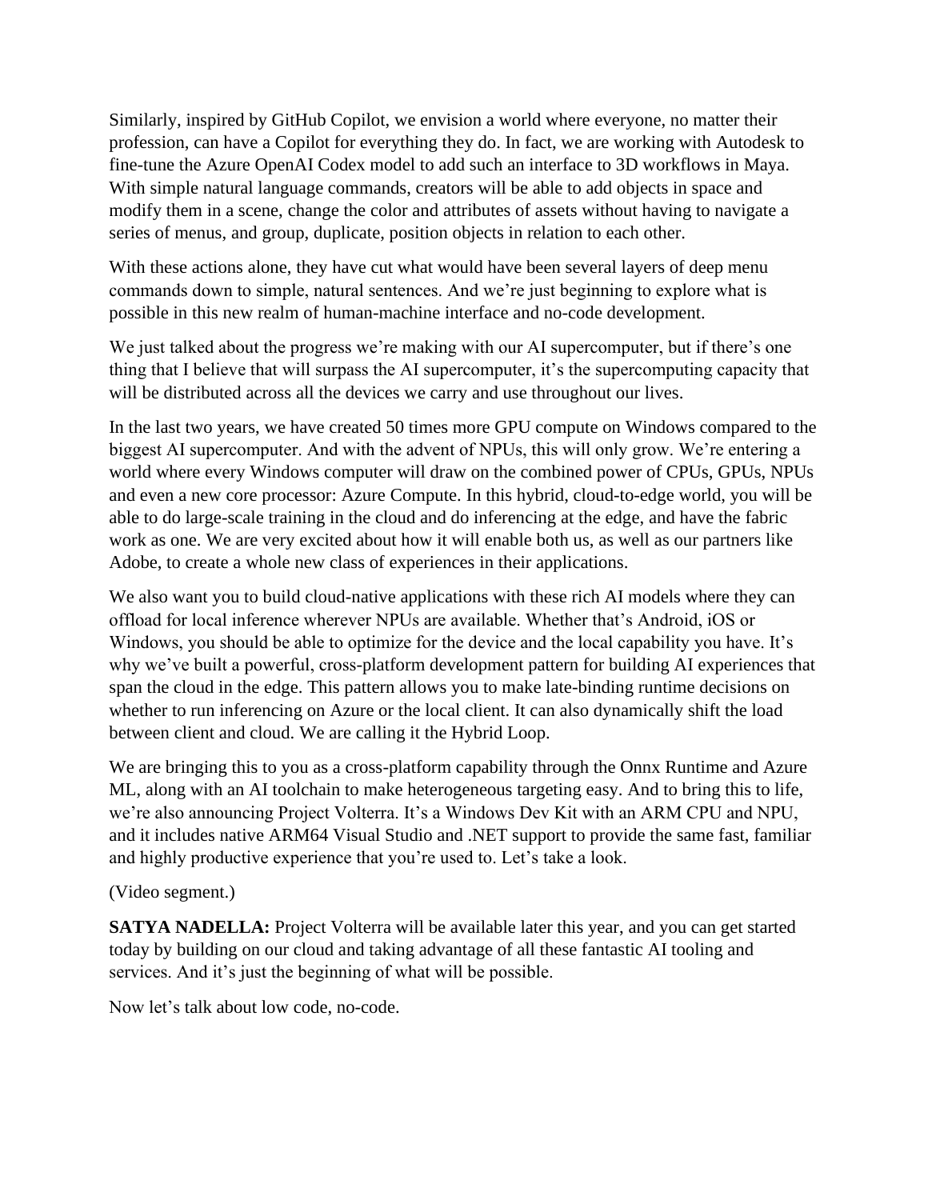Similarly, inspired by GitHub Copilot, we envision a world where everyone, no matter their profession, can have a Copilot for everything they do. In fact, we are working with Autodesk to fine-tune the Azure OpenAI Codex model to add such an interface to 3D workflows in Maya. With simple natural language commands, creators will be able to add objects in space and modify them in a scene, change the color and attributes of assets without having to navigate a series of menus, and group, duplicate, position objects in relation to each other.

With these actions alone, they have cut what would have been several layers of deep menu commands down to simple, natural sentences. And we're just beginning to explore what is possible in this new realm of human-machine interface and no-code development.

We just talked about the progress we're making with our AI supercomputer, but if there's one thing that I believe that will surpass the AI supercomputer, it's the supercomputing capacity that will be distributed across all the devices we carry and use throughout our lives.

In the last two years, we have created 50 times more GPU compute on Windows compared to the biggest AI supercomputer. And with the advent of NPUs, this will only grow. We're entering a world where every Windows computer will draw on the combined power of CPUs, GPUs, NPUs and even a new core processor: Azure Compute. In this hybrid, cloud-to-edge world, you will be able to do large-scale training in the cloud and do inferencing at the edge, and have the fabric work as one. We are very excited about how it will enable both us, as well as our partners like Adobe, to create a whole new class of experiences in their applications.

We also want you to build cloud-native applications with these rich AI models where they can offload for local inference wherever NPUs are available. Whether that's Android, iOS or Windows, you should be able to optimize for the device and the local capability you have. It's why we've built a powerful, cross-platform development pattern for building AI experiences that span the cloud in the edge. This pattern allows you to make late-binding runtime decisions on whether to run inferencing on Azure or the local client. It can also dynamically shift the load between client and cloud. We are calling it the Hybrid Loop.

We are bringing this to you as a cross-platform capability through the Onnx Runtime and Azure ML, along with an AI toolchain to make heterogeneous targeting easy. And to bring this to life, we're also announcing Project Volterra. It's a Windows Dev Kit with an ARM CPU and NPU, and it includes native ARM64 Visual Studio and .NET support to provide the same fast, familiar and highly productive experience that you're used to. Let's take a look.

(Video segment.)

**SATYA NADELLA:** Project Volterra will be available later this year, and you can get started today by building on our cloud and taking advantage of all these fantastic AI tooling and services. And it's just the beginning of what will be possible.

Now let's talk about low code, no-code.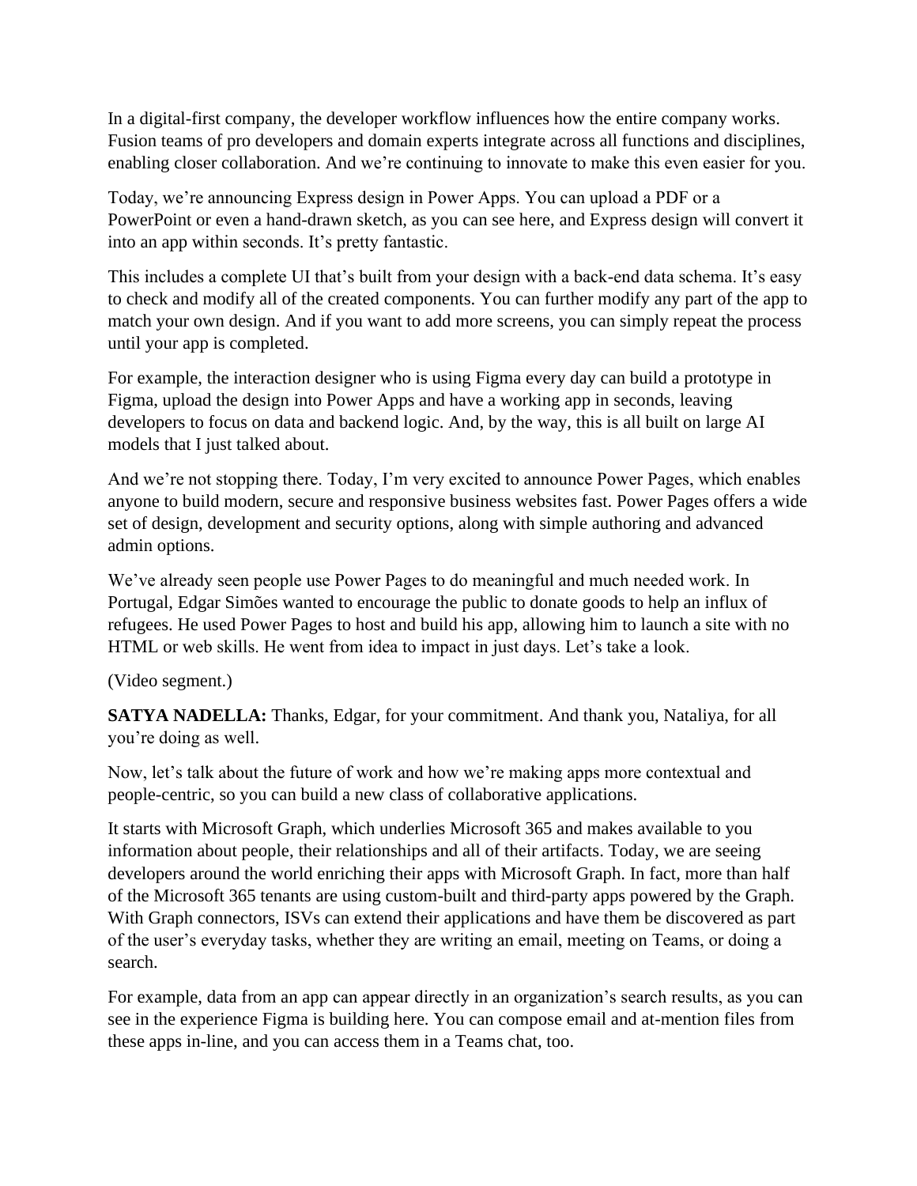In a digital-first company, the developer workflow influences how the entire company works. Fusion teams of pro developers and domain experts integrate across all functions and disciplines, enabling closer collaboration. And we're continuing to innovate to make this even easier for you.

Today, we're announcing Express design in Power Apps. You can upload a PDF or a PowerPoint or even a hand-drawn sketch, as you can see here, and Express design will convert it into an app within seconds. It's pretty fantastic.

This includes a complete UI that's built from your design with a back-end data schema. It's easy to check and modify all of the created components. You can further modify any part of the app to match your own design. And if you want to add more screens, you can simply repeat the process until your app is completed.

For example, the interaction designer who is using Figma every day can build a prototype in Figma, upload the design into Power Apps and have a working app in seconds, leaving developers to focus on data and backend logic. And, by the way, this is all built on large AI models that I just talked about.

And we're not stopping there. Today, I'm very excited to announce Power Pages, which enables anyone to build modern, secure and responsive business websites fast. Power Pages offers a wide set of design, development and security options, along with simple authoring and advanced admin options.

We've already seen people use Power Pages to do meaningful and much needed work. In Portugal, Edgar Simões wanted to encourage the public to donate goods to help an influx of refugees. He used Power Pages to host and build his app, allowing him to launch a site with no HTML or web skills. He went from idea to impact in just days. Let's take a look.

(Video segment.)

**SATYA NADELLA:** Thanks, Edgar, for your commitment. And thank you, Nataliya, for all you're doing as well.

Now, let's talk about the future of work and how we're making apps more contextual and people-centric, so you can build a new class of collaborative applications.

It starts with Microsoft Graph, which underlies Microsoft 365 and makes available to you information about people, their relationships and all of their artifacts. Today, we are seeing developers around the world enriching their apps with Microsoft Graph. In fact, more than half of the Microsoft 365 tenants are using custom-built and third-party apps powered by the Graph. With Graph connectors, ISVs can extend their applications and have them be discovered as part of the user's everyday tasks, whether they are writing an email, meeting on Teams, or doing a search.

For example, data from an app can appear directly in an organization's search results, as you can see in the experience Figma is building here. You can compose email and at-mention files from these apps in-line, and you can access them in a Teams chat, too.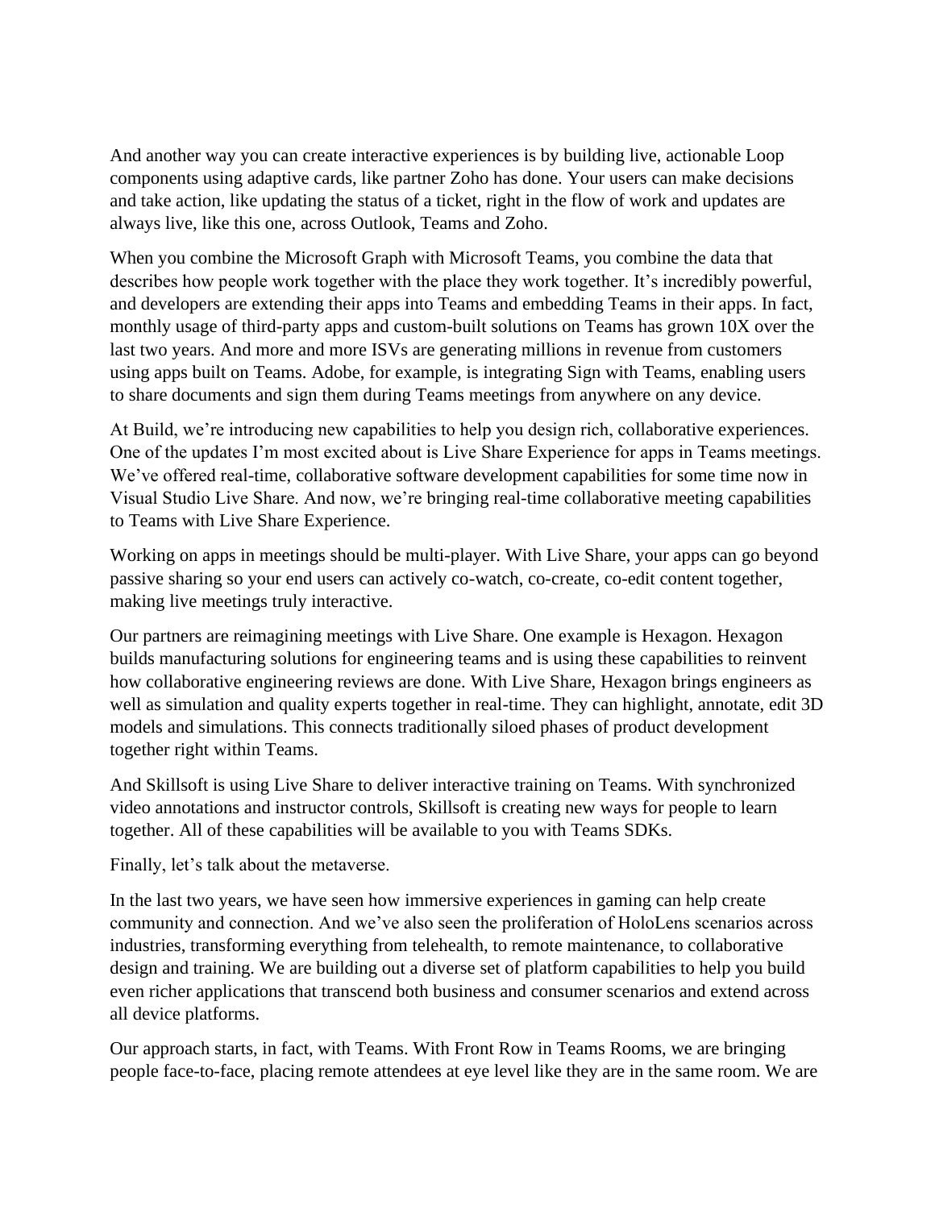And another way you can create interactive experiences is by building live, actionable Loop components using adaptive cards, like partner Zoho has done. Your users can make decisions and take action, like updating the status of a ticket, right in the flow of work and updates are always live, like this one, across Outlook, Teams and Zoho.

When you combine the Microsoft Graph with Microsoft Teams, you combine the data that describes how people work together with the place they work together. It's incredibly powerful, and developers are extending their apps into Teams and embedding Teams in their apps. In fact, monthly usage of third-party apps and custom-built solutions on Teams has grown 10X over the last two years. And more and more ISVs are generating millions in revenue from customers using apps built on Teams. Adobe, for example, is integrating Sign with Teams, enabling users to share documents and sign them during Teams meetings from anywhere on any device.

At Build, we're introducing new capabilities to help you design rich, collaborative experiences. One of the updates I'm most excited about is Live Share Experience for apps in Teams meetings. We've offered real-time, collaborative software development capabilities for some time now in Visual Studio Live Share. And now, we're bringing real-time collaborative meeting capabilities to Teams with Live Share Experience.

Working on apps in meetings should be multi-player. With Live Share, your apps can go beyond passive sharing so your end users can actively co-watch, co-create, co-edit content together, making live meetings truly interactive.

Our partners are reimagining meetings with Live Share. One example is Hexagon. Hexagon builds manufacturing solutions for engineering teams and is using these capabilities to reinvent how collaborative engineering reviews are done. With Live Share, Hexagon brings engineers as well as simulation and quality experts together in real-time. They can highlight, annotate, edit 3D models and simulations. This connects traditionally siloed phases of product development together right within Teams.

And Skillsoft is using Live Share to deliver interactive training on Teams. With synchronized video annotations and instructor controls, Skillsoft is creating new ways for people to learn together. All of these capabilities will be available to you with Teams SDKs.

Finally, let's talk about the metaverse.

In the last two years, we have seen how immersive experiences in gaming can help create community and connection. And we've also seen the proliferation of HoloLens scenarios across industries, transforming everything from telehealth, to remote maintenance, to collaborative design and training. We are building out a diverse set of platform capabilities to help you build even richer applications that transcend both business and consumer scenarios and extend across all device platforms.

Our approach starts, in fact, with Teams. With Front Row in Teams Rooms, we are bringing people face-to-face, placing remote attendees at eye level like they are in the same room. We are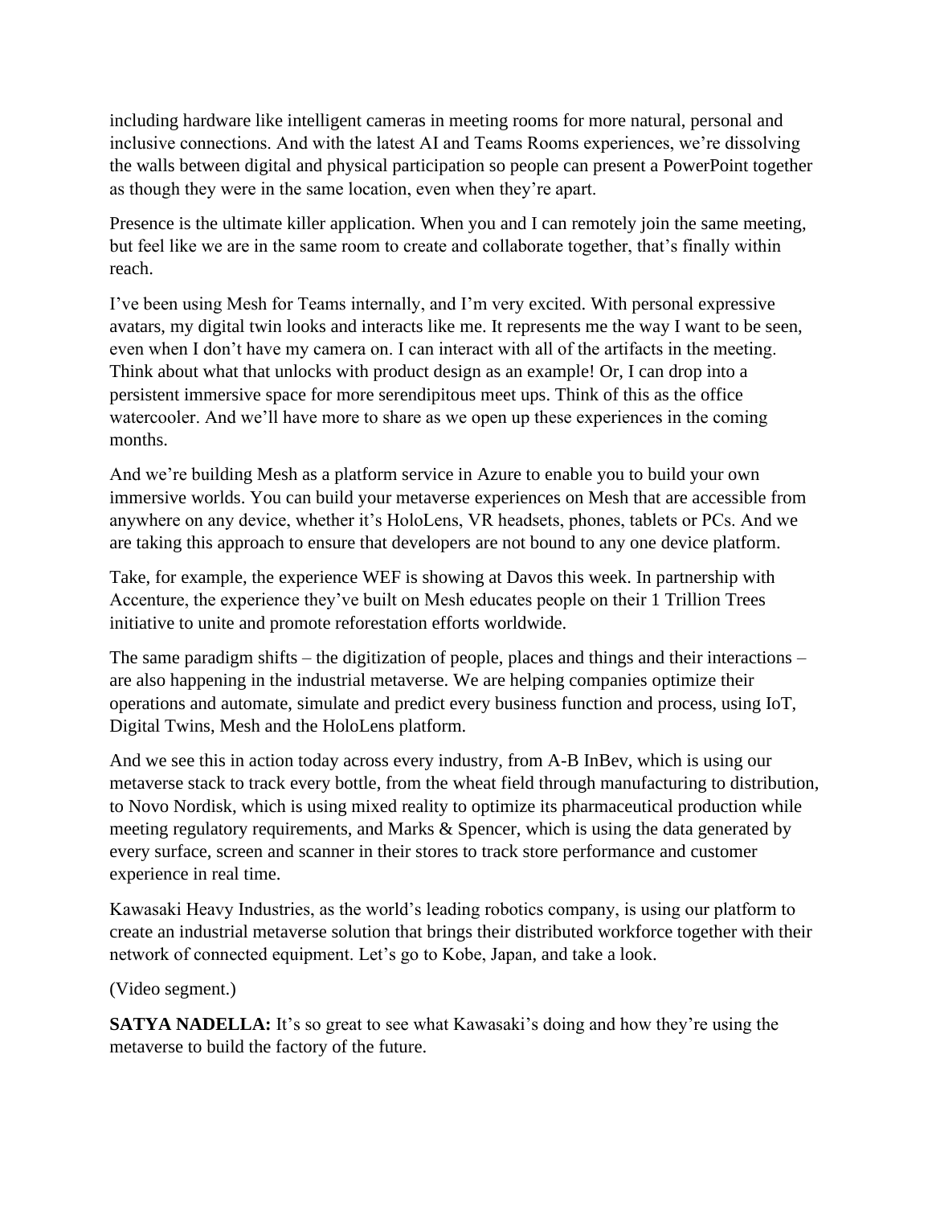including hardware like intelligent cameras in meeting rooms for more natural, personal and inclusive connections. And with the latest AI and Teams Rooms experiences, we're dissolving the walls between digital and physical participation so people can present a PowerPoint together as though they were in the same location, even when they're apart.

Presence is the ultimate killer application. When you and I can remotely join the same meeting, but feel like we are in the same room to create and collaborate together, that's finally within reach.

I've been using Mesh for Teams internally, and I'm very excited. With personal expressive avatars, my digital twin looks and interacts like me. It represents me the way I want to be seen, even when I don't have my camera on. I can interact with all of the artifacts in the meeting. Think about what that unlocks with product design as an example! Or, I can drop into a persistent immersive space for more serendipitous meet ups. Think of this as the office watercooler. And we'll have more to share as we open up these experiences in the coming months.

And we're building Mesh as a platform service in Azure to enable you to build your own immersive worlds. You can build your metaverse experiences on Mesh that are accessible from anywhere on any device, whether it's HoloLens, VR headsets, phones, tablets or PCs. And we are taking this approach to ensure that developers are not bound to any one device platform.

Take, for example, the experience WEF is showing at Davos this week. In partnership with Accenture, the experience they've built on Mesh educates people on their 1 Trillion Trees initiative to unite and promote reforestation efforts worldwide.

The same paradigm shifts – the digitization of people, places and things and their interactions – are also happening in the industrial metaverse. We are helping companies optimize their operations and automate, simulate and predict every business function and process, using IoT, Digital Twins, Mesh and the HoloLens platform.

And we see this in action today across every industry, from A-B InBev, which is using our metaverse stack to track every bottle, from the wheat field through manufacturing to distribution, to Novo Nordisk, which is using mixed reality to optimize its pharmaceutical production while meeting regulatory requirements, and Marks & Spencer, which is using the data generated by every surface, screen and scanner in their stores to track store performance and customer experience in real time.

Kawasaki Heavy Industries, as the world's leading robotics company, is using our platform to create an industrial metaverse solution that brings their distributed workforce together with their network of connected equipment. Let's go to Kobe, Japan, and take a look.

(Video segment.)

**SATYA NADELLA:** It's so great to see what Kawasaki's doing and how they're using the metaverse to build the factory of the future.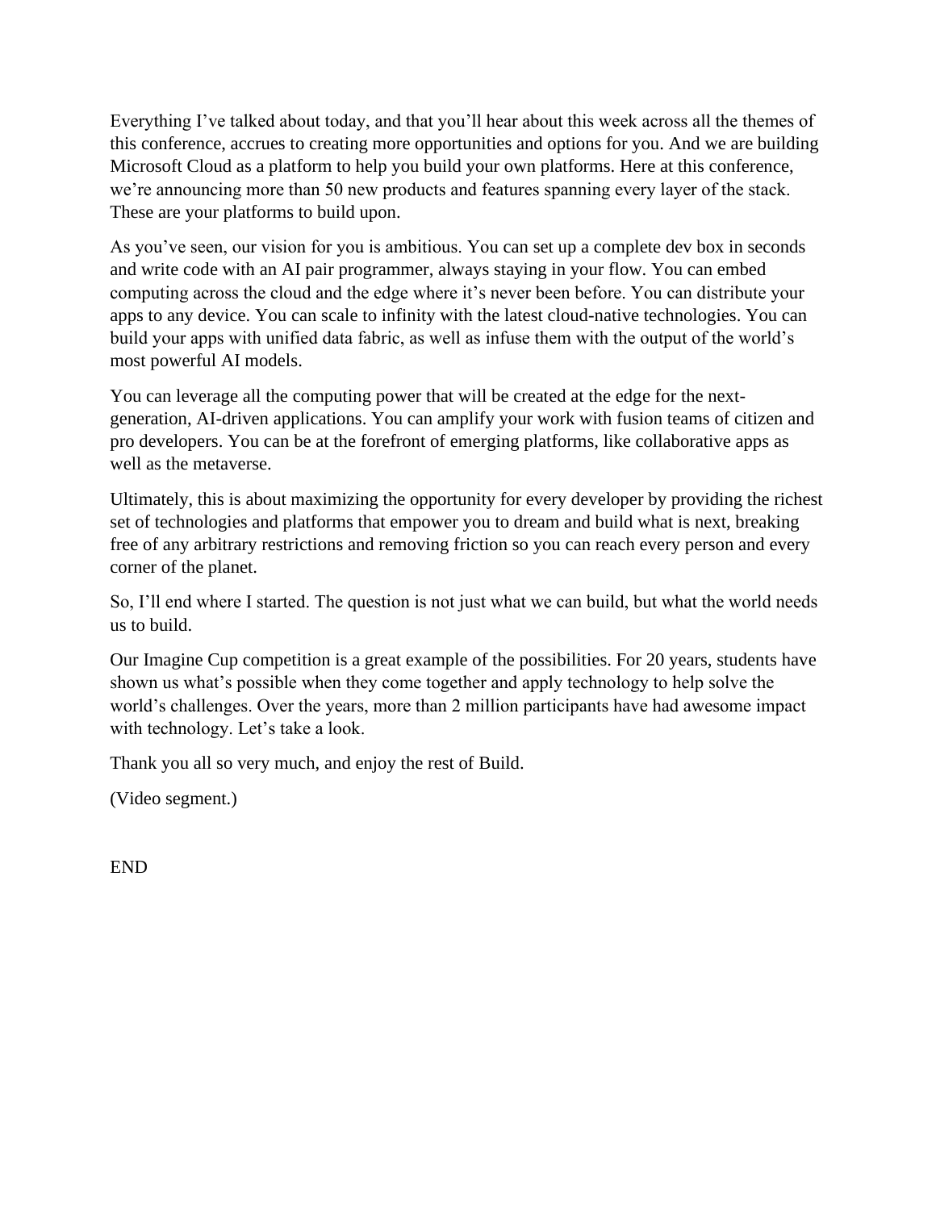Everything I've talked about today, and that you'll hear about this week across all the themes of this conference, accrues to creating more opportunities and options for you. And we are building Microsoft Cloud as a platform to help you build your own platforms. Here at this conference, we're announcing more than 50 new products and features spanning every layer of the stack. These are your platforms to build upon.

As you've seen, our vision for you is ambitious. You can set up a complete dev box in seconds and write code with an AI pair programmer, always staying in your flow. You can embed computing across the cloud and the edge where it's never been before. You can distribute your apps to any device. You can scale to infinity with the latest cloud-native technologies. You can build your apps with unified data fabric, as well as infuse them with the output of the world's most powerful AI models.

You can leverage all the computing power that will be created at the edge for the next-generation, AI-driven applications. You can amplify your work with fusion teams of citizen and pro developers. You can be at the forefront of emerging platforms, like collaborative apps as well as the metaverse.

Ultimately, this is about maximizing the opportunity for every developer by providing the richest set of technologies and platforms that empower you to dream and build what is next, breaking free of any arbitrary restrictions and removing friction so you can reach every person and every corner of the planet.

So, I'll end where I started. The question is not just what we can build, but what the world needs us to build.

Our Imagine Cup competition is a great example of the possibilities. For 20 years, students have shown us what's possible when they come together and apply technology to help solve the world's challenges. Over the years, more than 2 million participants have had awesome impact with technology. Let's take a look.

Thank you all so very much, and enjoy the rest of Build.

(Video segment.)

END